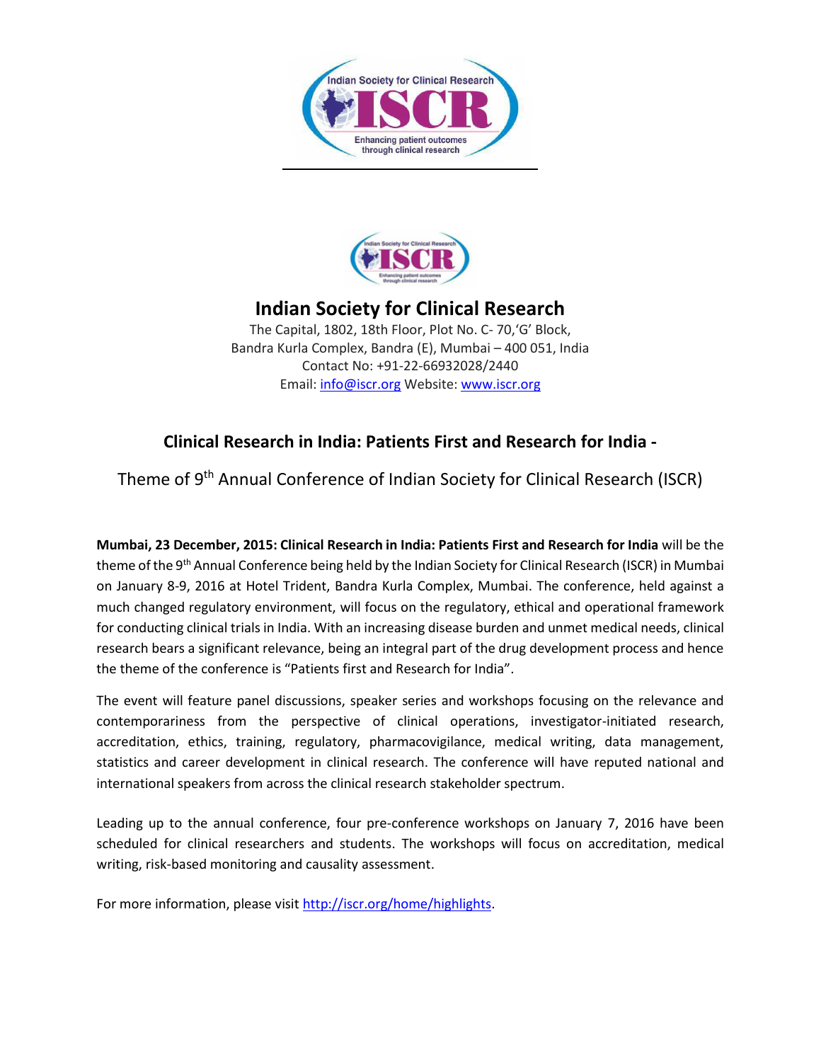# Indian Society for Clinical Research

The Capital, 1802, 18th Floor, Plot No. C- 70,'G' Block,
Bandra Kurla Complex, Bandra (E), Mumbai – 400 051, India
Contact No: +91-22-66932028/2440
Email: info@iscr.org Website: www.iscr.org

## Clinical Research in India: Patients First and Research for India -

Theme of 9th Annual Conference of Indian Society for Clinical Research (ISCR)

**Mumbai, 23 December, 2015: Clinical Research in India: Patients First and Research for India** will be the theme of the 9th Annual Conference being held by the Indian Society for Clinical Research (ISCR) in Mumbai on January 8-9, 2016 at Hotel Trident, Bandra Kurla Complex, Mumbai. The conference, held against a much changed regulatory environment, will focus on the regulatory, ethical and operational framework for conducting clinical trials in India. With an increasing disease burden and unmet medical needs, clinical research bears a significant relevance, being an integral part of the drug development process and hence the theme of the conference is "Patients first and Research for India".

The event will feature panel discussions, speaker series and workshops focusing on the relevance and contemporariness from the perspective of clinical operations, investigator-initiated research, accreditation, ethics, training, regulatory, pharmacovigilance, medical writing, data management, statistics and career development in clinical research. The conference will have reputed national and international speakers from across the clinical research stakeholder spectrum.

Leading up to the annual conference, four pre-conference workshops on January 7, 2016 have been scheduled for clinical researchers and students. The workshops will focus on accreditation, medical writing, risk-based monitoring and causality assessment.

For more information, please visit http://iscr.org/home/highlights.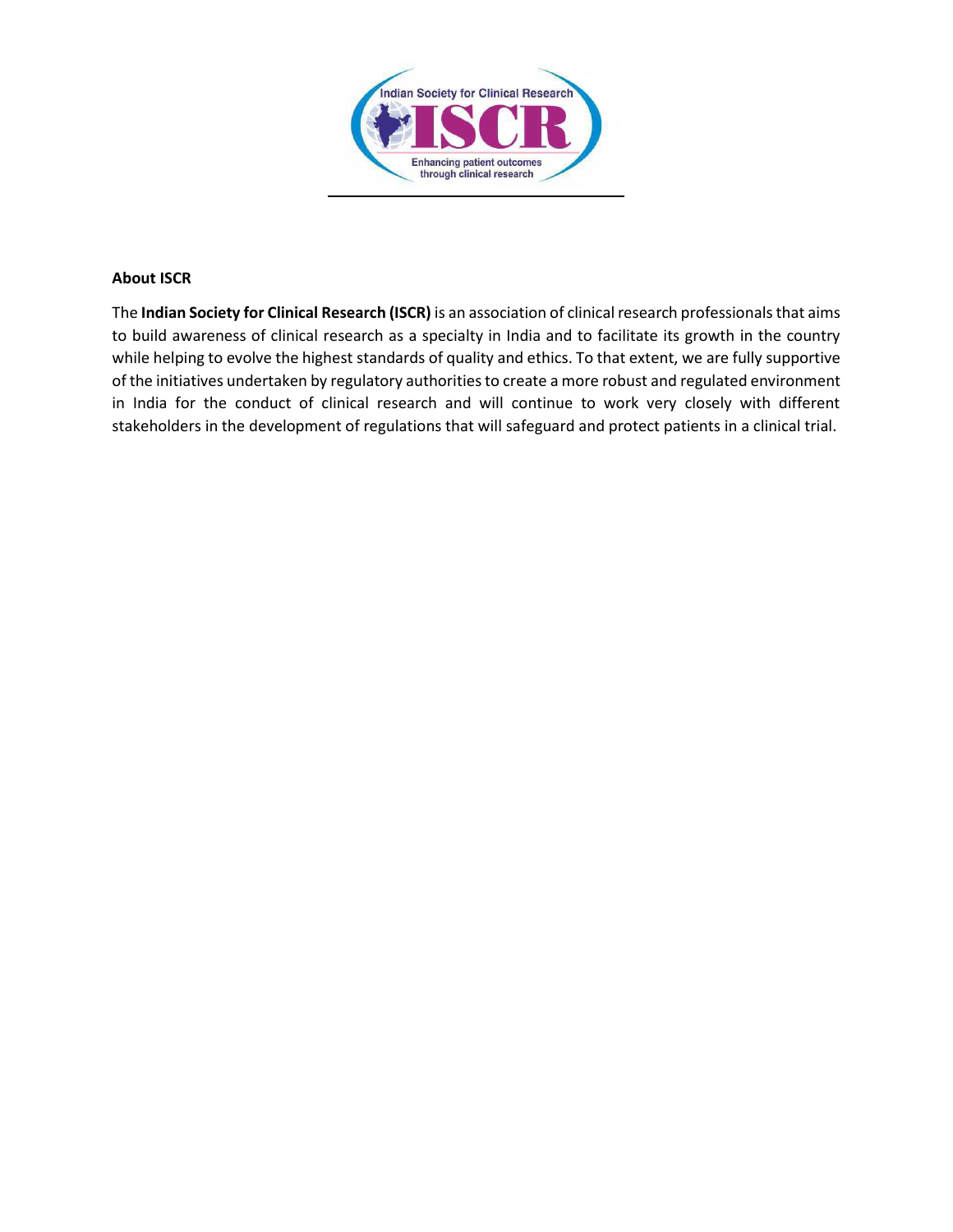**About ISCR**

The **Indian Society for Clinical Research (ISCR)** is an association of clinical research professionals that aims to build awareness of clinical research as a specialty in India and to facilitate its growth in the country while helping to evolve the highest standards of quality and ethics. To that extent, we are fully supportive of the initiatives undertaken by regulatory authorities to create a more robust and regulated environment in India for the conduct of clinical research and will continue to work very closely with different stakeholders in the development of regulations that will safeguard and protect patients in a clinical trial.